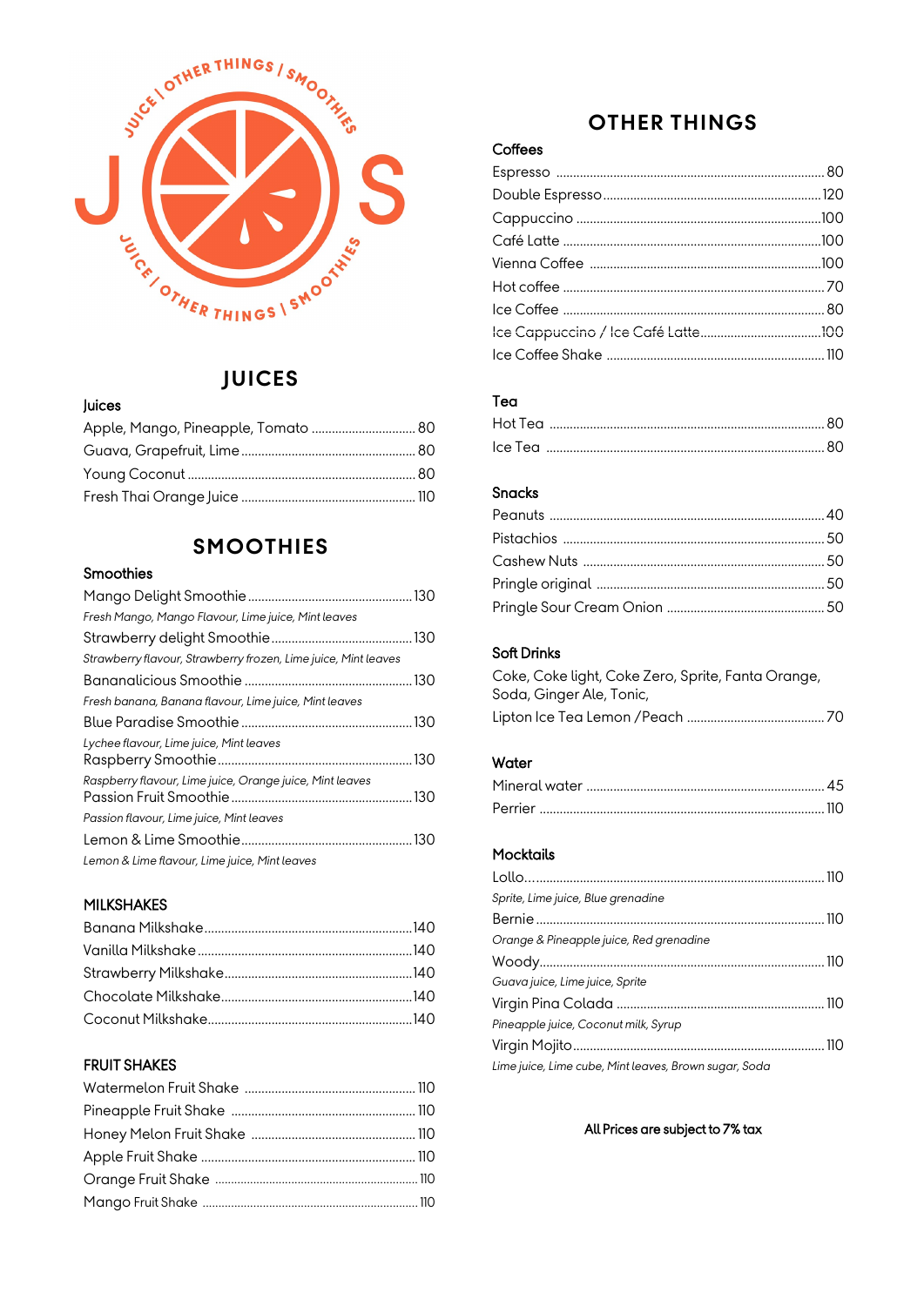# JUICES

### Juices

- Apple, Mango, Pineapple, Tomato ........ 80
- Guava, Grapefruit, Lime ........ 80
- Young Coconut ........ 80
- Fresh Thai Orange Juice ........ 110

# SMOOTHIES

### Smoothies

Mango Delight Smoothie ........ 130
*Fresh Mango, Mango Flavour, Lime juice, Mint leaves*

Strawberry delight Smoothie ........ 130
*Strawberry flavour, Strawberry frozen, Lime juice, Mint leaves*

Bananalicious Smoothie ........ 130
*Fresh banana, Banana flavour, Lime juice, Mint leaves*

Blue Paradise Smoothie ........ 130
*Lychee flavour, Lime juice, Mint leaves*

Raspberry Smoothie ........ 130
*Raspberry flavour, Lime juice, Orange juice, Mint leaves*

Passion Fruit Smoothie ........ 130
*Passion flavour, Lime juice, Mint leaves*

Lemon & Lime Smoothie ........ 130
*Lemon & Lime flavour, Lime juice, Mint leaves*

### MILKSHAKES

- Banana Milkshake ........ 140
- Vanilla Milkshake ........ 140
- Strawberry Milkshake ........ 140
- Chocolate Milkshake ........ 140
- Coconut Milkshake ........ 140

### FRUIT SHAKES

- Watermelon Fruit Shake ........ 110
- Pineapple Fruit Shake ........ 110
- Honey Melon Fruit Shake ........ 110
- Apple Fruit Shake ........ 110
- Orange Fruit Shake ........ 110
- Mango Fruit Shake ........ 110

# OTHER THINGS

### Coffees

- Espresso ........ 80
- Double Espresso ........ 120
- Cappuccino ........ 100
- Café Latte ........ 100
- Vienna Coffee ........ 100
- Hot coffee ........ 70
- Ice Coffee ........ 80
- Ice Cappuccino / Ice Café Latte ........ 100
- Ice Coffee Shake ........ 110

### Tea

- Hot Tea ........ 80
- Ice Tea ........ 80

### Snacks

- Peanuts ........ 40
- Pistachios ........ 50
- Cashew Nuts ........ 50
- Pringle original ........ 50
- Pringle Sour Cream Onion ........ 50

### Soft Drinks

Coke, Coke light, Coke Zero, Sprite, Fanta Orange, Soda, Ginger Ale, Tonic,
Lipton Ice Tea Lemon /Peach ........ 70

### Water

- Mineral water ........ 45
- Perrier ........ 110

### Mocktails

Lollo........ 110
*Sprite, Lime juice, Blue grenadine*

Bernie ........ 110
*Orange & Pineapple juice, Red grenadine*

Woody........ 110
*Guava juice, Lime juice, Sprite*

Virgin Pina Colada ........ 110
*Pineapple juice, Coconut milk, Syrup*

Virgin Mojito........ 110
*Lime juice, Lime cube, Mint leaves, Brown sugar, Soda*

All Prices are subject to 7% tax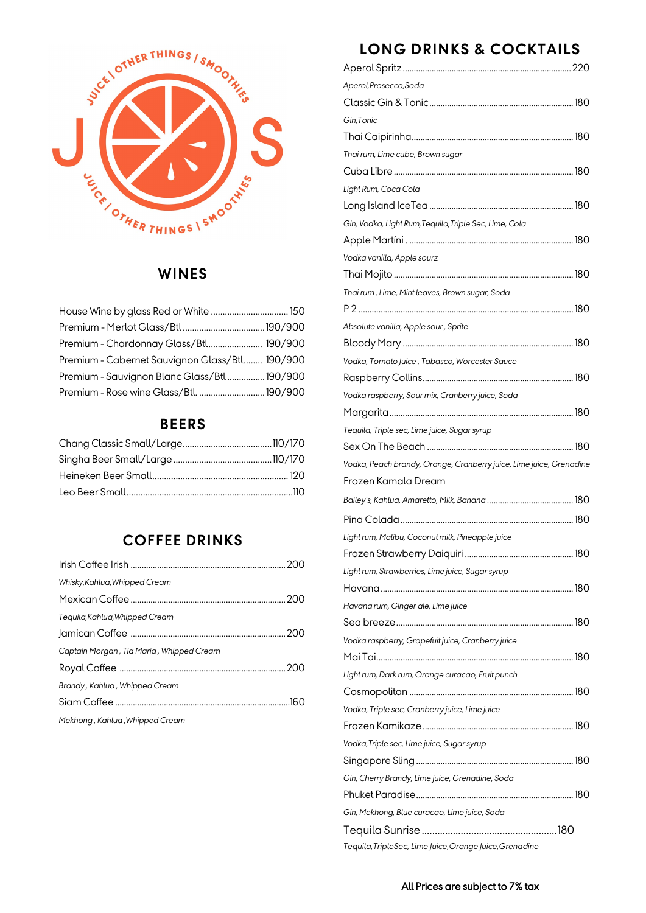## WINES

House Wine by glass Red or White .................................. 150
Premium - Merlot Glass/Btl.................................... 190/900
Premium - Chardonnay Glass/Btl........................ 190/900
Premium - Cabernet Sauvignon Glass/Btl........ 190/900
Premium - Sauvignon Blanc Glass/Btl ................ 190/900
Premium - Rose wine Glass/Btl. ............................ 190/900

## BEERS

Chang Classic Small/Large...................................... 110/170
Singha Beer Small/Large .......................................... 110/170
Heineken Beer Small.......................................................... 120
Leo Beer Small........................................................................110

## COFFEE DRINKS

Irish Coffee Irish ...................................................................... 200
*Whisky,Kahlua,Whipped Cream*

Mexican Coffee ......................................................................... 200
*Tequila,Kahlua,Whipped Cream*

Jamican Coffee ........................................................................ 200
*Captain Morgan , Tia Maria , Whipped Cream*

Royal Coffee .............................................................................. 200
*Brandy , Kahlua , Whipped Cream*

Siam Coffee ..................................................................................160
*Mekhong , Kahlua ,Whipped Cream*

## LONG DRINKS & COCKTAILS

Aperol Spritz .......................................................................... 220
*Aperol,Prosecco,Soda*

Classic Gin & Tonic................................................................ 180
*Gin,Tonic*

Thai Caipirinha......................................................................... 180
*Thai rum, Lime cube, Brown sugar*

Cuba Libre .................................................................................. 180
*Light Rum, Coca Cola*

Long Island IceTea ................................................................ 180
*Gin, Vodka, Light Rum,Tequila,Triple Sec, Lime, Cola*

Apple Martíni . ........................................................................... 180
*Vodka vanilla, Apple sourz*

Thai Mojito ................................................................................. 180
*Thai rum , Lime, Mint leaves, Brown sugar, Soda*

P 2 ................................................................................................... 180
*Absolute vanilla, Apple sour , Sprite*

Bloody Mary ............................................................................... 180
*Vodka, Tomato Juice , Tabasco, Worcester Sauce*

Raspberry Collins.................................................................... 180
*Vodka raspberry, Sour mix, Cranberry juice, Soda*

Margarita..................................................................................... 180
*Tequila, Triple sec, Lime juice, Sugar syrup*

Sex On The Beach ................................................................. 180
*Vodka, Peach brandy, Orange, Cranberry juice, Lime juice, Grenadine*

Frozen Kamala Dream
*Bailey's, Kahlua, Amaretto, Milk, Banana* ....................................... 180

Pina Colada ................................................................................ 180
*Light rum, Malibu, Coconut milk, Pineapple juice*

Frozen Strawberry Daiquiri ................................................. 180
*Light rum, Strawberries, Lime juice, Sugar syrup*

Havana ........................................................................................ 180
*Havana rum, Ginger ale, Lime juice*

Sea breeze.................................................................................. 180
*Vodka raspberry, Grapefuit juice, Cranberry juice*

Mai Tai.......................................................................................... 180
*Light rum, Dark rum, Orange curacao, Fruit punch*

Cosmopolitan .......................................................................... 180
*Vodka, Triple sec, Cranberry juice, Lime juice*

Frozen Kamikaze.................................................................... 180
*Vodka,Triple sec, Lime juice, Sugar syrup*

Singapore Sling ...................................................................... 180
*Gin, Cherry Brandy, Lime juice, Grenadine, Soda*

Phuket Paradise....................................................................... 180
*Gin, Mekhong, Blue curacao, Lime juice, Soda*

Tequila Sunrise ....................................................180
*Tequila,TripleSec, Lime Juice,Orange Juice,Grenadine*

**All Prices are subject to 7% tax**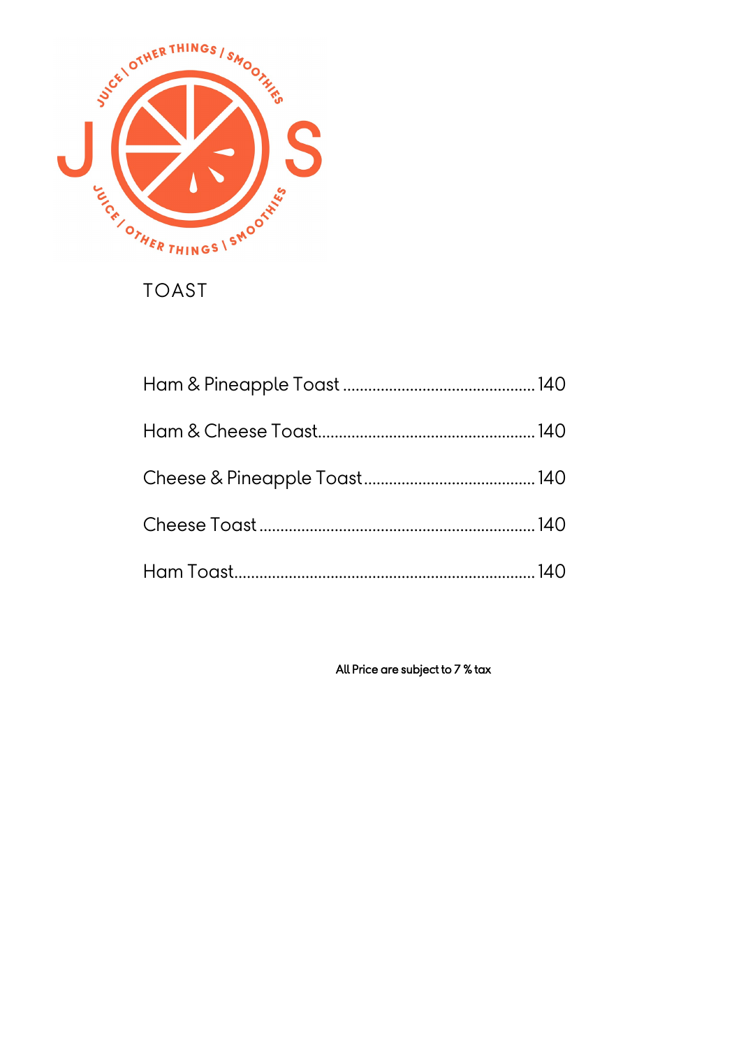# TOAST

Ham & Pineapple Toast .............................................. 140

Ham & Cheese Toast.................................................... 140

Cheese & Pineapple Toast......................................... 140

Cheese Toast ................................................................ 140

Ham Toast...................................................................... 140

All Price are subject to 7 % tax